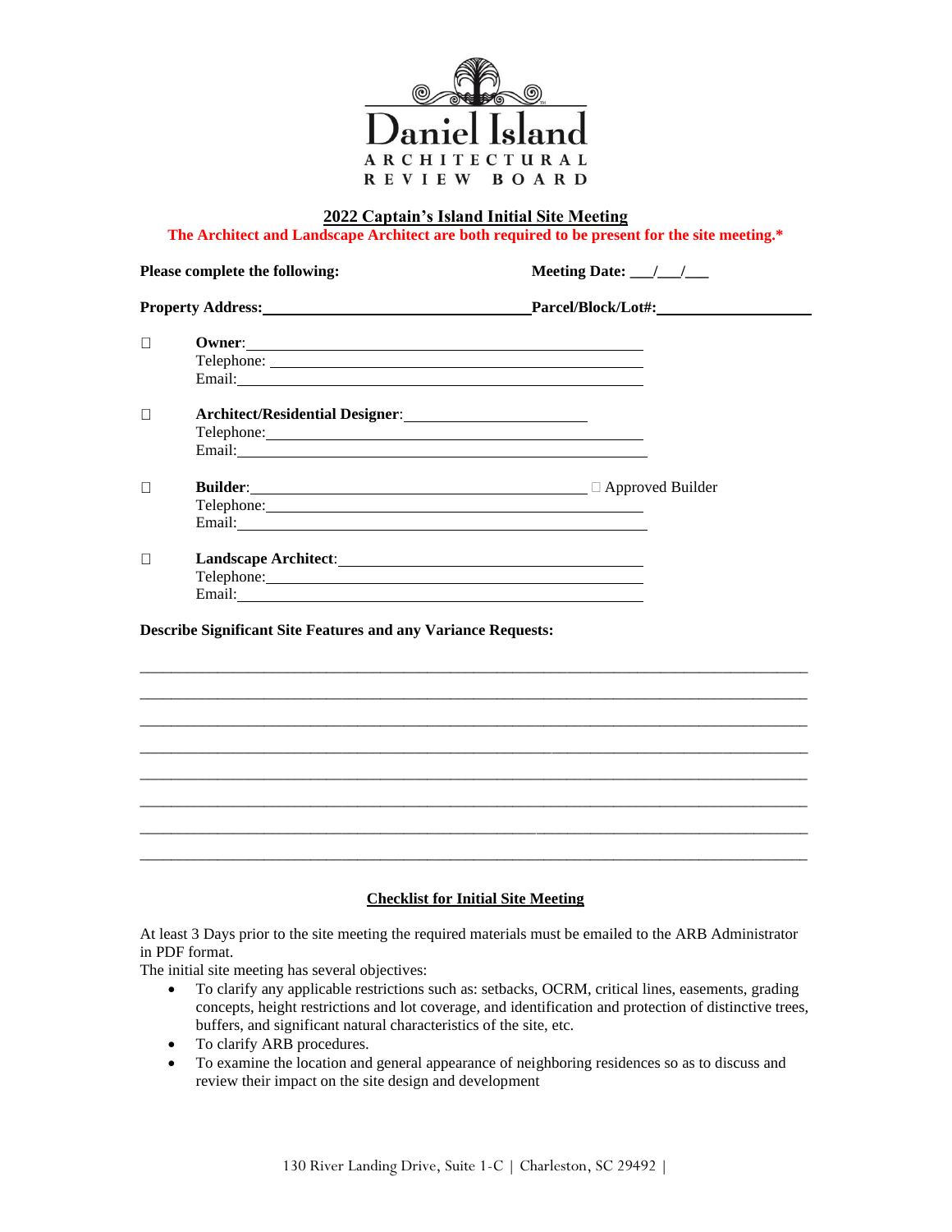Daniel Island
ARCHITECTURAL REVIEW BOARD

## 2022 Captain's Island Initial Site Meeting

**The Architect and Landscape Architect are both required to be present for the site meeting.***

**Please complete the following:** **Meeting Date:** ___/___/___

**Property Address:**__________________________ **Parcel/Block/Lot#:**________________

☐ **Owner**:______________________________________
Telephone: ______________________________________
Email:__________________________________________

☐ **Architect/Residential Designer**:____________________
Telephone:_______________________________________
Email:__________________________________________

☐ **Builder**:_______________________________ ☐ Approved Builder
Telephone:_______________________________________
Email:__________________________________________

☐ **Landscape Architect**:_____________________________
Telephone:_______________________________________
Email:__________________________________________

**Describe Significant Site Features and any Variance Requests:**

_____________________________________________________________________________
_____________________________________________________________________________
_____________________________________________________________________________
_____________________________________________________________________________
_____________________________________________________________________________
_____________________________________________________________________________
_____________________________________________________________________________
_____________________________________________________________________________

## Checklist for Initial Site Meeting

At least 3 Days prior to the site meeting the required materials must be emailed to the ARB Administrator in PDF format.

The initial site meeting has several objectives:

- To clarify any applicable restrictions such as: setbacks, OCRM, critical lines, easements, grading concepts, height restrictions and lot coverage, and identification and protection of distinctive trees, buffers, and significant natural characteristics of the site, etc.
- To clarify ARB procedures.
- To examine the location and general appearance of neighboring residences so as to discuss and review their impact on the site design and development

130 River Landing Drive, Suite 1-C | Charleston, SC 29492 |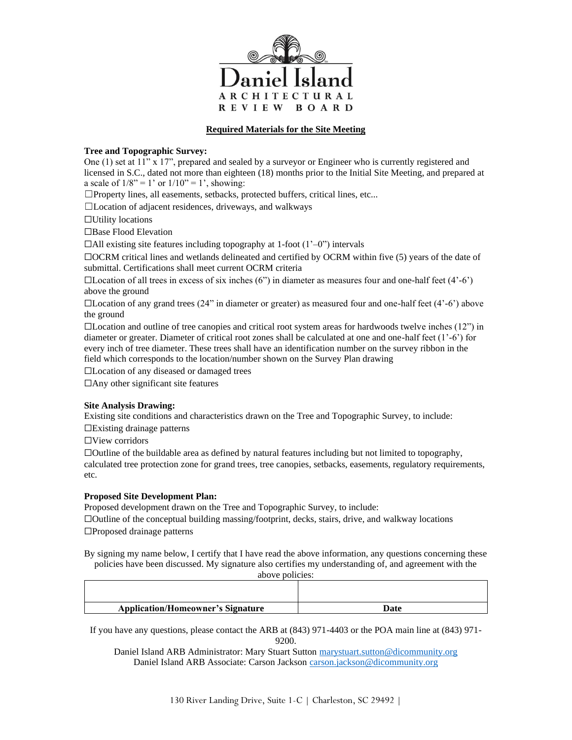Daniel Island ARCHITECTURAL REVIEW BOARD

## Required Materials for the Site Meeting

**Tree and Topographic Survey:**

One (1) set at 11" x 17", prepared and sealed by a surveyor or Engineer who is currently registered and licensed in S.C., dated not more than eighteen (18) months prior to the Initial Site Meeting, and prepared at a scale of 1/8" = 1' or 1/10" = 1', showing:

☐Property lines, all easements, setbacks, protected buffers, critical lines, etc...

☐Location of adjacent residences, driveways, and walkways

☐Utility locations

☐Base Flood Elevation

☐All existing site features including topography at 1-foot (1'–0") intervals

☐OCRM critical lines and wetlands delineated and certified by OCRM within five (5) years of the date of submittal. Certifications shall meet current OCRM criteria

☐Location of all trees in excess of six inches (6") in diameter as measures four and one-half feet (4'-6') above the ground

☐Location of any grand trees (24" in diameter or greater) as measured four and one-half feet (4'-6') above the ground

☐Location and outline of tree canopies and critical root system areas for hardwoods twelve inches (12") in diameter or greater. Diameter of critical root zones shall be calculated at one and one-half feet (1'-6') for every inch of tree diameter. These trees shall have an identification number on the survey ribbon in the field which corresponds to the location/number shown on the Survey Plan drawing

☐Location of any diseased or damaged trees

☐Any other significant site features

**Site Analysis Drawing:**

Existing site conditions and characteristics drawn on the Tree and Topographic Survey, to include:

☐Existing drainage patterns

☐View corridors

☐Outline of the buildable area as defined by natural features including but not limited to topography, calculated tree protection zone for grand trees, tree canopies, setbacks, easements, regulatory requirements, etc.

**Proposed Site Development Plan:**

Proposed development drawn on the Tree and Topographic Survey, to include:

☐Outline of the conceptual building massing/footprint, decks, stairs, drive, and walkway locations

☐Proposed drainage patterns

By signing my name below, I certify that I have read the above information, any questions concerning these policies have been discussed. My signature also certifies my understanding of, and agreement with the above policies:

| | |
|---|---|
| | |
| **Application/Homeowner's Signature** | **Date** |

If you have any questions, please contact the ARB at (843) 971-4403 or the POA main line at (843) 971-9200.

Daniel Island ARB Administrator: Mary Stuart Sutton marystuart.sutton@dicommunity.org

Daniel Island ARB Associate: Carson Jackson carson.jackson@dicommunity.org

130 River Landing Drive, Suite 1-C | Charleston, SC 29492 |